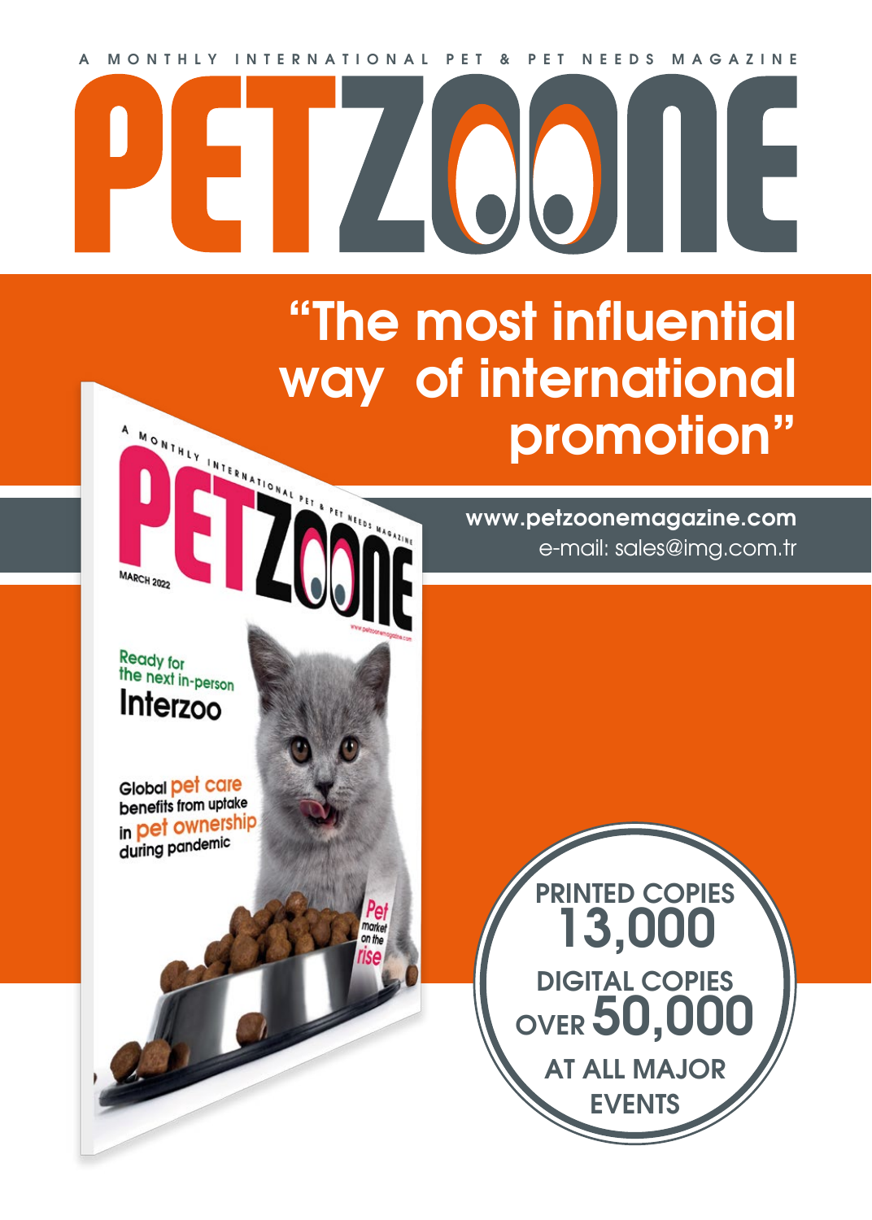A MONTHLY INTERNATIONAL PET & PET NEEDS MAGAZINE

# PETZOONE

## "The most influential way of international promotion"

**www.petzoonemagazine.com**
e-mail: sales@img.com.tr

A MONTHLY INTERNATIONAL PET & PET NEEDS MAGAZINE

PETZOONE

MARCH 2022

Ready for the next in-person **Interzoo**

Global pet care benefits from uptake in pet ownership during pandemic

Pet market on the rise

PRINTED COPIES **13,000**

DIGITAL COPIES OVER **50,000**

AT ALL MAJOR EVENTS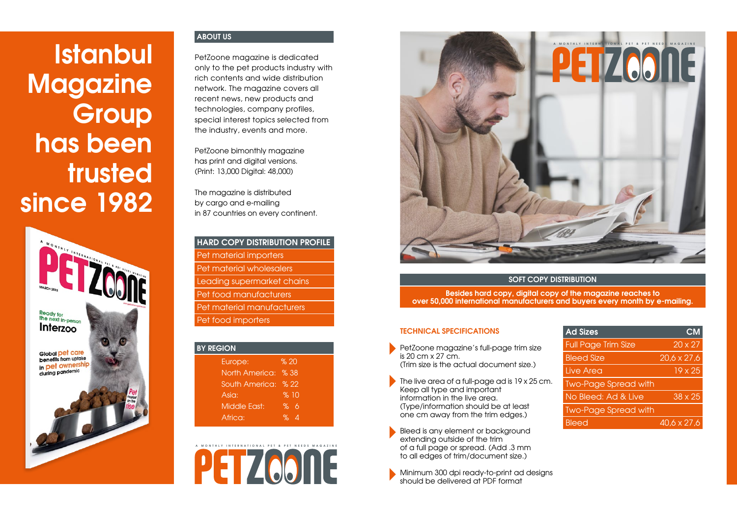# Istanbul Magazine Group has been trusted since 1982

## ABOUT US

PetZoone magazine is dedicated only to the pet products industry with rich contents and wide distribution network. The magazine covers all recent news, new products and technologies, company profiles, special interest topics selected from the industry, events and more.

PetZoone bimonthly magazine has print and digital versions. (Print: 13,000 Digital: 48,000)

The magazine is distributed by cargo and e-mailing in 87 countries on every continent.

## HARD COPY DISTRIBUTION PROFILE

- Pet material importers
- Pet material wholesalers
- Leading supermarket chains
- Pet food manufacturers
- Pet material manufacturers
- Pet food importers

## BY REGION

| Region | Share |
|---|---|
| Europe: | % 20 |
| North America: | % 38 |
| South America: | % 22 |
| Asia: | % 10 |
| Middle East: | % 6 |
| Africa: | % 4 |

A MONTHLY INTERNATIONAL PET & PET NEEDS MAGAZINE

PETZOONE

## SOFT COPY DISTRIBUTION

**Besides hard copy, digital copy of the magazine reaches to over 50,000 international manufacturers and buyers every month by e-mailing.**

## TECHNICAL SPECIFICATIONS

- PetZoone magazine's full-page trim size is 20 cm x 27 cm. (Trim size is the actual document size.)
- The live area of a full-page ad is 19 x 25 cm. Keep all type and important information in the live area. (Type/information should be at least one cm away from the trim edges.)
- Bleed is any element or background extending outside of the trim of a full page or spread. (Add .3 mm to all edges of trim/document size.)
- Minimum 300 dpi ready-to-print ad designs should be delivered at PDF format

| Ad Sizes | CM |
|---|---|
| Full Page Trim Size | 20 x 27 |
| Bleed Size | 20,6 x 27,6 |
| Live Area | 19 x 25 |
| Two-Page Spread with No Bleed: Ad & Live | 38 x 25 |
| Two-Page Spread with Bleed | 40,6 x 27,6 |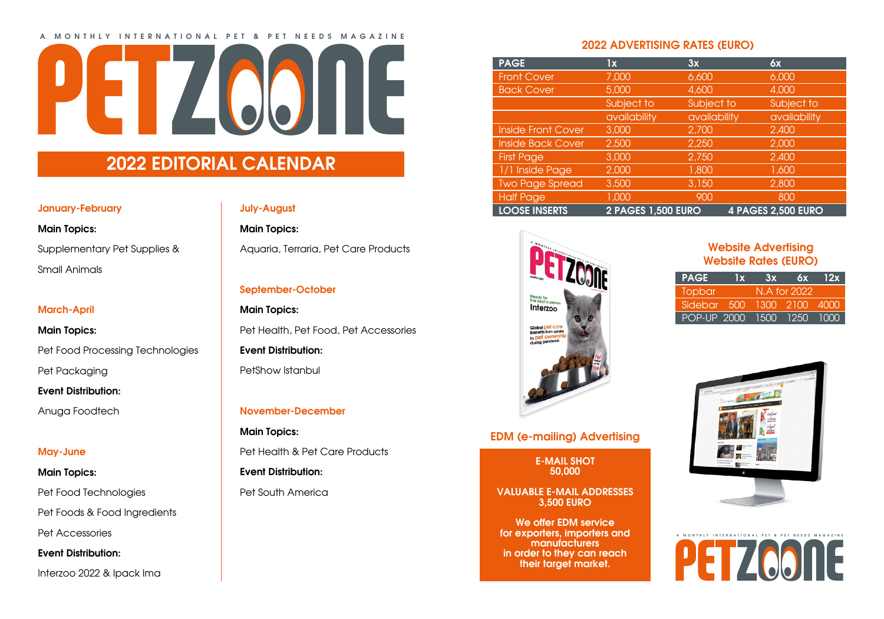A MONTHLY INTERNATIONAL PET & PET NEEDS MAGAZINE

# PETZOONE

## 2022 EDITORIAL CALENDAR

### January-February

**Main Topics:**

Supplementary Pet Supplies & Small Animals

### March-April

**Main Topics:**

Pet Food Processing Technologies

Pet Packaging

**Event Distribution:**

Anuga Foodtech

### May-June

**Main Topics:**

Pet Food Technologies

Pet Foods & Food Ingredients

Pet Accessories

**Event Distribution:**

Interzoo 2022 & Ipack Ima

### July-August

**Main Topics:**

Aquaria, Terraria, Pet Care Products

### September-October

**Main Topics:**

Pet Health, Pet Food, Pet Accessories

**Event Distribution:**

PetShow Istanbul

### November-December

**Main Topics:**

Pet Health & Pet Care Products

**Event Distribution:**

Pet South America

## 2022 ADVERTISING RATES (EURO)

| PAGE | 1x | 3x | 6x |
|---|---|---|---|
| Front Cover | 7,000 | 6,600 | 6,000 |
| Back Cover | 5,000 | 4,600 | 4,000 |
| | Subject to availability | Subject to availability | Subject to availability |
| Inside Front Cover | 3,000 | 2,700 | 2,400 |
| Inside Back Cover | 2,500 | 2,250 | 2,000 |
| First Page | 3,000 | 2,750 | 2,400 |
| 1/1 Inside Page | 2,000 | 1,800 | 1,600 |
| Two Page Spread | 3,500 | 3,150 | 2,800 |
| Half Page | 1,000 | 900 | 800 |
| LOOSE INSERTS | 2 PAGES 1,500 EURO | | 4 PAGES 2,500 EURO |

## Website Advertising Website Rates (EURO)

| PAGE | 1x | 3x | 6x | 12x |
|---|---|---|---|---|
| Topbar | N.A for 2022 | | | |
| Sidebar | 500 | 1300 | 2100 | 4000 |
| POP-UP | 2000 | 1500 | 1250 | 1000 |

## EDM (e-mailing) Advertising

**E-MAIL SHOT 50,000**

**VALUABLE E-MAIL ADDRESSES 3,500 EURO**

**We offer EDM service for exporters, importers and manufacturers in order to they can reach their target market.**

A MONTHLY INTERNATIONAL PET & PET NEEDS MAGAZINE

PETZOONE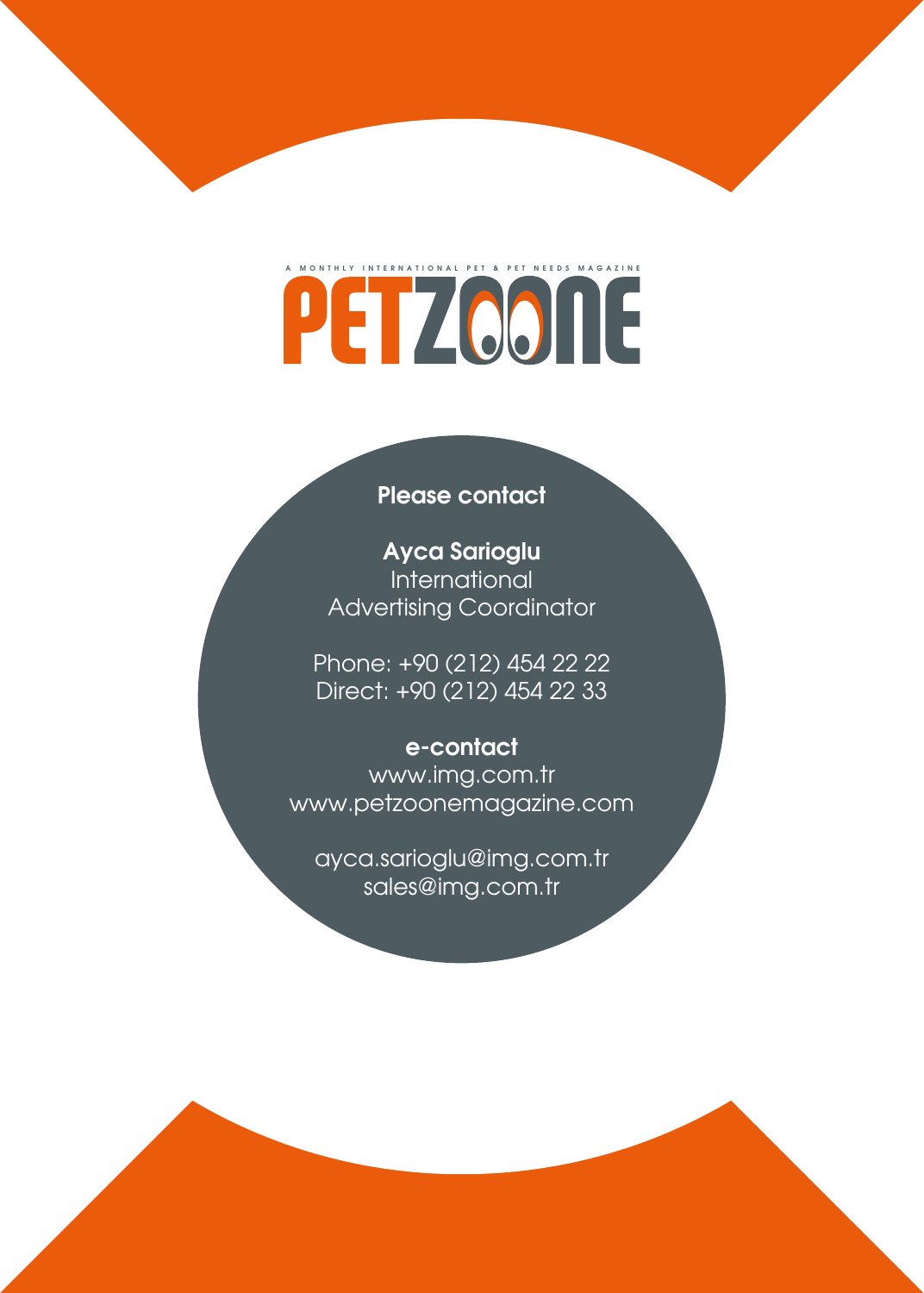A MONTHLY INTERNATIONAL PET & PET NEEDS MAGAZINE

# PETZOONE

**Please contact**

**Ayca Sarioglu**
International
Advertising Coordinator

Phone: +90 (212) 454 22 22
Direct: +90 (212) 454 22 33

**e-contact**
www.img.com.tr
www.petzoonemagazine.com

ayca.sarioglu@img.com.tr
sales@img.com.tr